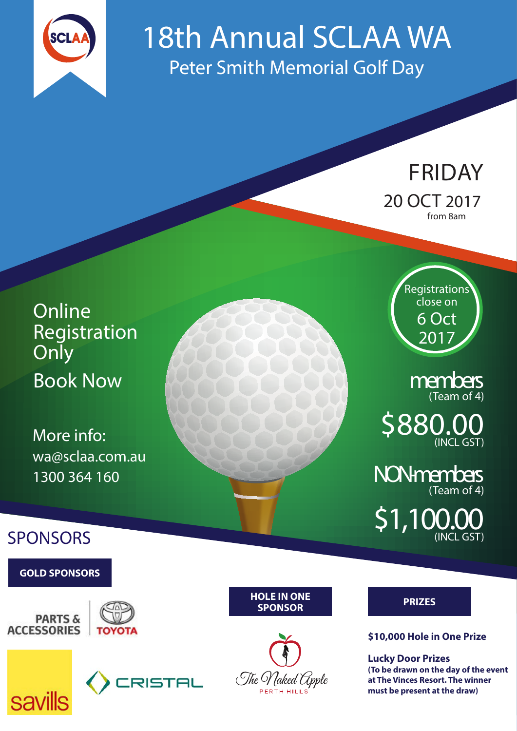# 18th Annual SCLAA WA

## Peter Smith Memorial Golf Day

FRIDAY

20 OCT 2017

from 8am

Online Registration Only

Book Now

More info:
wa@sclaa.com.au
1300 364 160

Registrations close on 6 Oct 2017

**members**
(Team of 4)
**$880.00**
(INCL GST)

**NON-members**
(Team of 4)
**$1,100.00**
(INCL GST)

## SPONSORS

**GOLD SPONSORS**

PARTS & ACCESSORIES TOYOTA

savills

CRISTAL

**HOLE IN ONE SPONSOR**

The Naked Apple PERTH HILLS

**PRIZES**

**$10,000 Hole in One Prize**

**Lucky Door Prizes**
**(To be drawn on the day of the event at The Vinces Resort. The winner must be present at the draw)**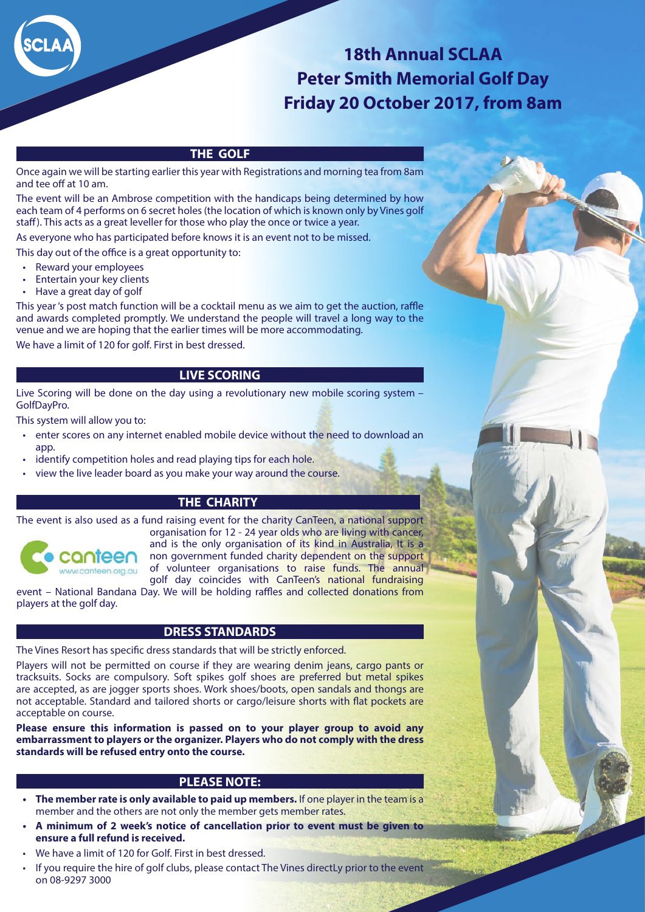# 18th Annual SCLAA Peter Smith Memorial Golf Day Friday 20 October 2017, from 8am

## THE GOLF

Once again we will be starting earlier this year with Registrations and morning tea from 8am and tee off at 10 am.

The event will be an Ambrose competition with the handicaps being determined by how each team of 4 performs on 6 secret holes (the location of which is known only by Vines golf staff). This acts as a great leveller for those who play the once or twice a year.

As everyone who has participated before knows it is an event not to be missed.

This day out of the office is a great opportunity to:

- Reward your employees
- Entertain your key clients
- Have a great day of golf

This year 's post match function will be a cocktail menu as we aim to get the auction, raffle and awards completed promptly. We understand the people will travel a long way to the venue and we are hoping that the earlier times will be more accommodating.

We have a limit of 120 for golf. First in best dressed.

## LIVE SCORING

Live Scoring will be done on the day using a revolutionary new mobile scoring system – GolfDayPro.

This system will allow you to:

- enter scores on any internet enabled mobile device without the need to download an app.
- identify competition holes and read playing tips for each hole.
- view the live leader board as you make your way around the course.

## THE CHARITY

The event is also used as a fund raising event for the charity CanTeen, a national support organisation for 12 - 24 year olds who are living with cancer, and is the only organisation of its kind in Australia, It is a non government funded charity dependent on the support of volunteer organisations to raise funds. The annual golf day coincides with CanTeen's national fundraising event – National Bandana Day. We will be holding raffles and collected donations from players at the golf day.

## DRESS STANDARDS

The Vines Resort has specific dress standards that will be strictly enforced.

Players will not be permitted on course if they are wearing denim jeans, cargo pants or tracksuits. Socks are compulsory. Soft spikes golf shoes are preferred but metal spikes are accepted, as are jogger sports shoes. Work shoes/boots, open sandals and thongs are not acceptable. Standard and tailored shorts or cargo/leisure shorts with flat pockets are acceptable on course.

**Please ensure this information is passed on to your player group to avoid any embarrassment to players or the organizer. Players who do not comply with the dress standards will be refused entry onto the course.**

## PLEASE NOTE:

- **The member rate is only available to paid up members.** If one player in the team is a member and the others are not only the member gets member rates.
- **A minimum of 2 week's notice of cancellation prior to event must be given to ensure a full refund is received.**
- We have a limit of 120 for Golf. First in best dressed.
- If you require the hire of golf clubs, please contact The Vines directLy prior to the event on 08-9297 3000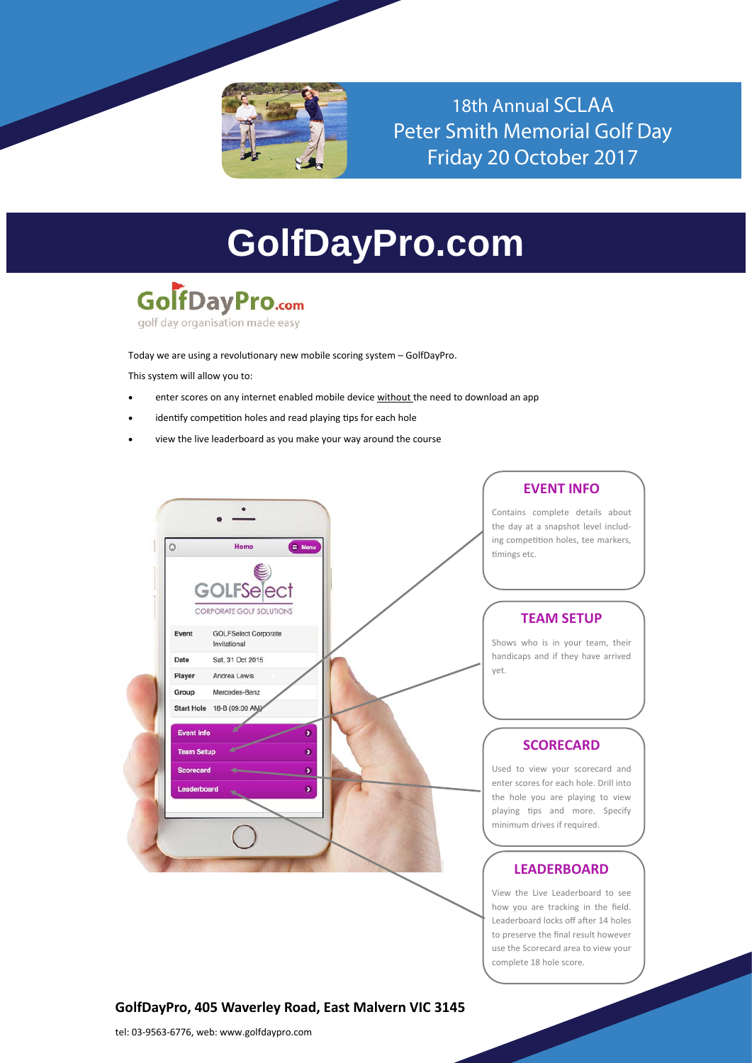18th Annual SCLAA
Peter Smith Memorial Golf Day
Friday 20 October 2017

# GolfDayPro.com

GolfDayPro.com

golf day organisation made easy

Today we are using a revolutionary new mobile scoring system – GolfDayPro.

This system will allow you to:

- enter scores on any internet enabled mobile device without the need to download an app
- identify competition holes and read playing tips for each hole
- view the live leaderboard as you make your way around the course

Home | Menu

GOLFSelect
CORPORATE GOLF SOLUTIONS

| | |
|---|---|
| Event | GOLFSelect Corporate Invitational |
| Date | Sat, 31 Oct 2015 |
| Player | Andrea Lewis |
| Group | Mercedes-Benz |
| Start Hole | 18-B (09:00 AM) |

Event Info

Team Setup

Scorecard

Leaderboard

## EVENT INFO

Contains complete details about the day at a snapshot level including competition holes, tee markers, timings etc.

## TEAM SETUP

Shows who is in your team, their handicaps and if they have arrived yet.

## SCORECARD

Used to view your scorecard and enter scores for each hole. Drill into the hole you are playing to view playing tips and more. Specify minimum drives if required.

## LEADERBOARD

View the Live Leaderboard to see how you are tracking in the field. Leaderboard locks off after 14 holes to preserve the final result however use the Scorecard area to view your complete 18 hole score.

**GolfDayPro, 405 Waverley Road, East Malvern VIC 3145**

tel: 03-9563-6776, web: www.golfdaypro.com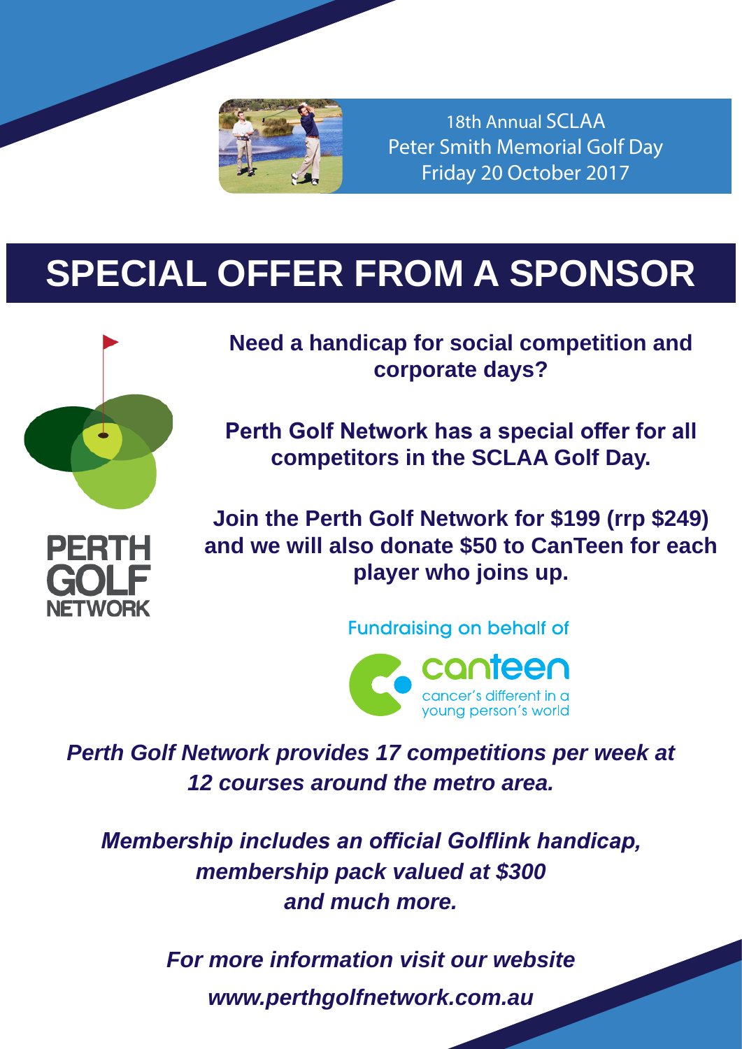18th Annual SCLAA
Peter Smith Memorial Golf Day
Friday 20 October 2017

# SPECIAL OFFER FROM A SPONSOR

**Need a handicap for social competition and corporate days?**

**Perth Golf Network has a special offer for all competitors in the SCLAA Golf Day.**

**Join the Perth Golf Network for $199 (rrp $249) and we will also donate $50 to CanTeen for each player who joins up.**

PERTH GOLF NETWORK

Fundraising on behalf of

canteen
cancer's different in a young person's world

***Perth Golf Network provides 17 competitions per week at 12 courses around the metro area.***

***Membership includes an official Golflink handicap, membership pack valued at $300 and much more.***

***For more information visit our website***

***www.perthgolfnetwork.com.au***